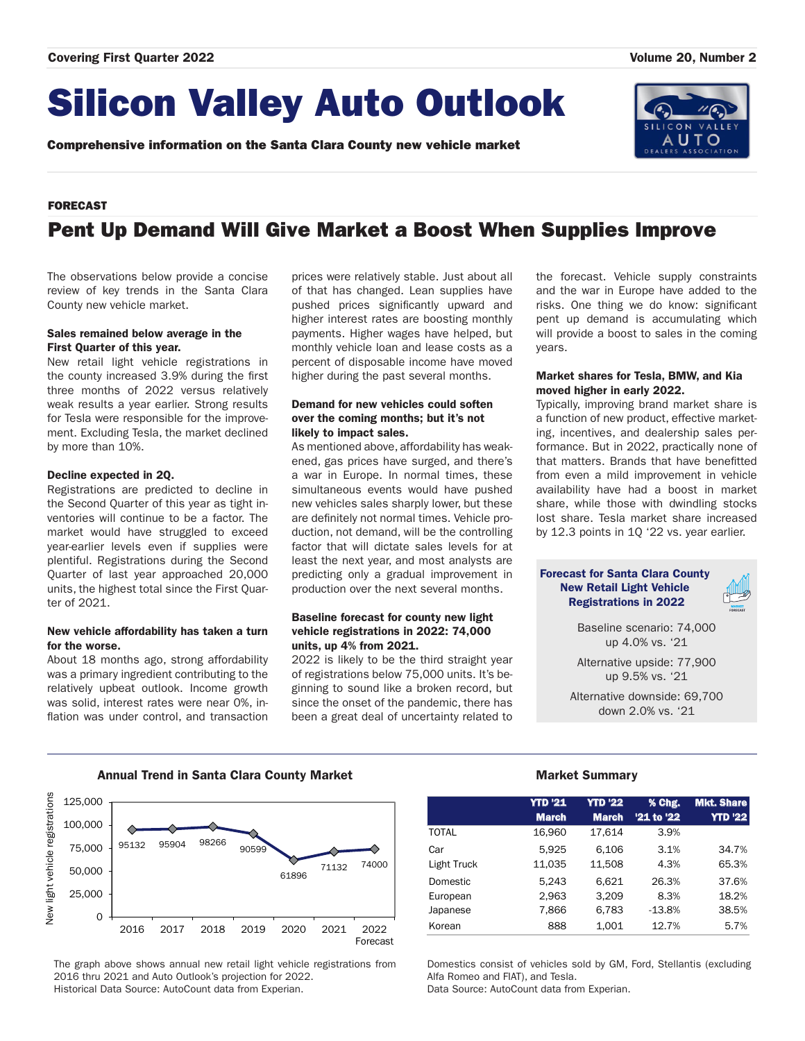Covering First Quarter 2022 | Volume 20, Number 2

# Silicon Valley Auto Outlook

**Comprehensive information on the Santa Clara County new vehicle market**

**FORECAST**

## Pent Up Demand Will Give Market a Boost When Supplies Improve

The observations below provide a concise review of key trends in the Santa Clara County new vehicle market.

**Sales remained below average in the First Quarter of this year.**
New retail light vehicle registrations in the county increased 3.9% during the first three months of 2022 versus relatively weak results a year earlier. Strong results for Tesla were responsible for the improvement. Excluding Tesla, the market declined by more than 10%.

**Decline expected in 2Q.**
Registrations are predicted to decline in the Second Quarter of this year as tight inventories will continue to be a factor. The market would have struggled to exceed year-earlier levels even if supplies were plentiful. Registrations during the Second Quarter of last year approached 20,000 units, the highest total since the First Quarter of 2021.

**New vehicle affordability has taken a turn for the worse.**
About 18 months ago, strong affordability was a primary ingredient contributing to the relatively upbeat outlook. Income growth was solid, interest rates were near 0%, inflation was under control, and transaction prices were relatively stable. Just about all of that has changed. Lean supplies have pushed prices significantly upward and higher interest rates are boosting monthly payments. Higher wages have helped, but monthly vehicle loan and lease costs as a percent of disposable income have moved higher during the past several months.

**Demand for new vehicles could soften over the coming months; but it's not likely to impact sales.**
As mentioned above, affordability has weakened, gas prices have surged, and there's a war in Europe. In normal times, these simultaneous events would have pushed new vehicles sales sharply lower, but these are definitely not normal times. Vehicle production, not demand, will be the controlling factor that will dictate sales levels for at least the next year, and most analysts are predicting only a gradual improvement in production over the next several months.

**Baseline forecast for county new light vehicle registrations in 2022: 74,000 units, up 4% from 2021.**
2022 is likely to be the third straight year of registrations below 75,000 units. It's beginning to sound like a broken record, but since the onset of the pandemic, there has been a great deal of uncertainty related to the forecast. Vehicle supply constraints and the war in Europe have added to the risks. One thing we do know: significant pent up demand is accumulating which will provide a boost to sales in the coming years.

**Market shares for Tesla, BMW, and Kia moved higher in early 2022.**
Typically, improving brand market share is a function of new product, effective marketing, incentives, and dealership sales performance. But in 2022, practically none of that matters. Brands that have benefitted from even a mild improvement in vehicle availability have had a boost in market share, while those with dwindling stocks lost share. Tesla market share increased by 12.3 points in 1Q '22 vs. year earlier.

**Forecast for Santa Clara County New Retail Light Vehicle Registrations in 2022**

Baseline scenario: 74,000
up 4.0% vs. '21

Alternative upside: 77,900
up 9.5% vs. '21

Alternative downside: 69,700
down 2.0% vs. '21

### Annual Trend in Santa Clara County Market

| Year | New light vehicle registrations |
|---|---|
| 2016 | 95132 |
| 2017 | 95904 |
| 2018 | 98266 |
| 2019 | 90599 |
| 2020 | 61896 |
| 2021 | 71132 |
| 2022 Forecast | 74000 |

The graph above shows annual new retail light vehicle registrations from 2016 thru 2021 and Auto Outlook's projection for 2022.
Historical Data Source: AutoCount data from Experian.

### Market Summary

| | YTD '21 March | YTD '22 March | % Chg. '21 to '22 | Mkt. Share YTD '22 |
|---|---|---|---|---|
| TOTAL | 16,960 | 17,614 | 3.9% | |
| Car | 5,925 | 6,106 | 3.1% | 34.7% |
| Light Truck | 11,035 | 11,508 | 4.3% | 65.3% |
| Domestic | 5,243 | 6,621 | 26.3% | 37.6% |
| European | 2,963 | 3,209 | 8.3% | 18.2% |
| Japanese | 7,866 | 6,783 | -13.8% | 38.5% |
| Korean | 888 | 1,001 | 12.7% | 5.7% |

Domestics consist of vehicles sold by GM, Ford, Stellantis (excluding Alfa Romeo and FIAT), and Tesla.
Data Source: AutoCount data from Experian.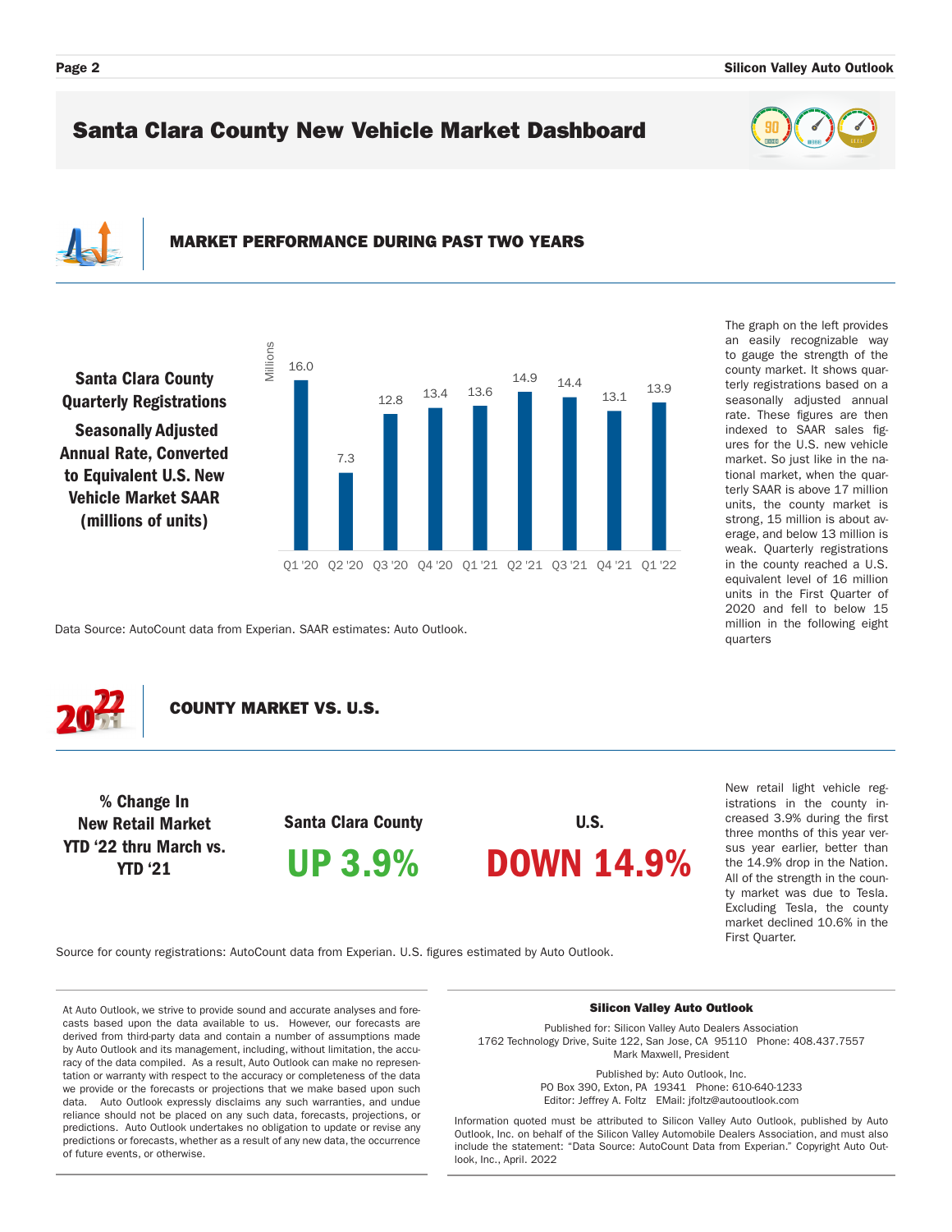# Santa Clara County New Vehicle Market Dashboard

## MARKET PERFORMANCE DURING PAST TWO YEARS

**Santa Clara County Quarterly Registrations**

**Seasonally Adjusted Annual Rate, Converted to Equivalent U.S. New Vehicle Market SAAR (millions of units)**

| Quarter | Millions |
|---|---|
| Q1 '20 | 16.0 |
| Q2 '20 | 7.3 |
| Q3 '20 | 12.8 |
| Q4 '20 | 13.4 |
| Q1 '21 | 13.6 |
| Q2 '21 | 14.9 |
| Q3 '21 | 14.4 |
| Q4 '21 | 13.1 |
| Q1 '22 | 13.9 |

Data Source: AutoCount data from Experian. SAAR estimates: Auto Outlook.

The graph on the left provides an easily recognizable way to gauge the strength of the county market. It shows quarterly registrations based on a seasonally adjusted annual rate. These figures are then indexed to SAAR sales figures for the U.S. new vehicle market. So just like in the national market, when the quarterly SAAR is above 17 million units, the county market is strong, 15 million is about average, and below 13 million is weak. Quarterly registrations in the county reached a U.S. equivalent level of 16 million units in the First Quarter of 2020 and fell to below 15 million in the following eight quarters

## COUNTY MARKET VS. U.S.

**% Change In New Retail Market YTD '22 thru March vs. YTD '21**

| Santa Clara County | U.S. |
|---|---|
| **UP 3.9%** | **DOWN 14.9%** |

New retail light vehicle registrations in the county increased 3.9% during the first three months of this year versus year earlier, better than the 14.9% drop in the Nation. All of the strength in the county market was due to Tesla. Excluding Tesla, the county market declined 10.6% in the First Quarter.

Source for county registrations: AutoCount data from Experian. U.S. figures estimated by Auto Outlook.

---

At Auto Outlook, we strive to provide sound and accurate analyses and forecasts based upon the data available to us. However, our forecasts are derived from third-party data and contain a number of assumptions made by Auto Outlook and its management, including, without limitation, the accuracy of the data compiled. As a result, Auto Outlook can make no representation or warranty with respect to the accuracy or completeness of the data we provide or the forecasts or projections that we make based upon such data. Auto Outlook expressly disclaims any such warranties, and undue reliance should not be placed on any such data, forecasts, projections, or predictions. Auto Outlook undertakes no obligation to update or revise any predictions or forecasts, whether as a result of any new data, the occurrence of future events, or otherwise.

**Silicon Valley Auto Outlook**

Published for: Silicon Valley Auto Dealers Association
1762 Technology Drive, Suite 122, San Jose, CA 95110 Phone: 408.437.7557
Mark Maxwell, President

Published by: Auto Outlook, Inc.
PO Box 390, Exton, PA 19341 Phone: 610-640-1233
Editor: Jeffrey A. Foltz EMail: jfoltz@autooutlook.com

Information quoted must be attributed to Silicon Valley Auto Outlook, published by Auto Outlook, Inc. on behalf of the Silicon Valley Automobile Dealers Association, and must also include the statement: "Data Source: AutoCount Data from Experian." Copyright Auto Outlook, Inc., April. 2022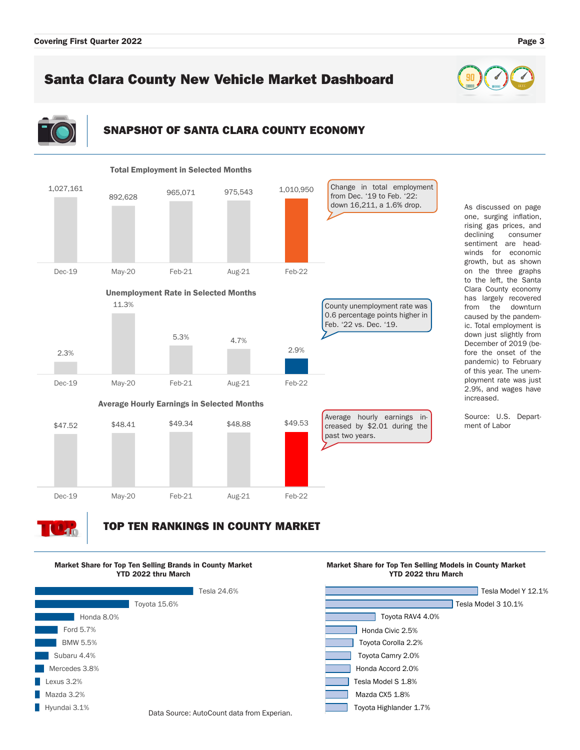# Santa Clara County New Vehicle Market Dashboard

## SNAPSHOT OF SANTA CLARA COUNTY ECONOMY

**Total Employment in Selected Months**

| Dec-19 | May-20 | Feb-21 | Aug-21 | Feb-22 |
|---|---|---|---|---|
| 1,027,161 | 892,628 | 965,071 | 975,543 | 1,010,950 |

Change in total employment from Dec. '19 to Feb. '22: down 16,211, a 1.6% drop.

**Unemployment Rate in Selected Months**

| Dec-19 | May-20 | Feb-21 | Aug-21 | Feb-22 |
|---|---|---|---|---|
| 2.3% | 11.3% | 5.3% | 4.7% | 2.9% |

County unemployment rate was 0.6 percentage points higher in Feb. '22 vs. Dec. '19.

**Average Hourly Earnings in Selected Months**

| Dec-19 | May-20 | Feb-21 | Aug-21 | Feb-22 |
|---|---|---|---|---|
| $47.52 | $48.41 | $49.34 | $48.88 | $49.53 |

Average hourly earnings increased by $2.01 during the past two years.

As discussed on page one, surging inflation, rising gas prices, and declining consumer sentiment are headwinds for economic growth, but as shown on the three graphs to the left, the Santa Clara County economy has largely recovered from the downturn caused by the pandemic. Total employment is down just slightly from December of 2019 (before the onset of the pandemic) to February of this year. The unemployment rate was just 2.9%, and wages have increased.

Source: U.S. Department of Labor

## TOP TEN RANKINGS IN COUNTY MARKET

**Market Share for Top Ten Selling Brands in County Market YTD 2022 thru March**

| Brand | Market Share |
|---|---|
| Tesla | 24.6% |
| Toyota | 15.6% |
| Honda | 8.0% |
| Ford | 5.7% |
| BMW | 5.5% |
| Subaru | 4.4% |
| Mercedes | 3.8% |
| Lexus | 3.2% |
| Mazda | 3.2% |
| Hyundai | 3.1% |

**Market Share for Top Ten Selling Models in County Market YTD 2022 thru March**

| Model | Market Share |
|---|---|
| Tesla Model Y | 12.1% |
| Tesla Model 3 | 10.1% |
| Toyota RAV4 | 4.0% |
| Honda Civic | 2.5% |
| Toyota Corolla | 2.2% |
| Toyota Camry | 2.0% |
| Honda Accord | 2.0% |
| Tesla Model S | 1.8% |
| Mazda CX5 | 1.8% |
| Toyota Highlander | 1.7% |

Data Source: AutoCount data from Experian.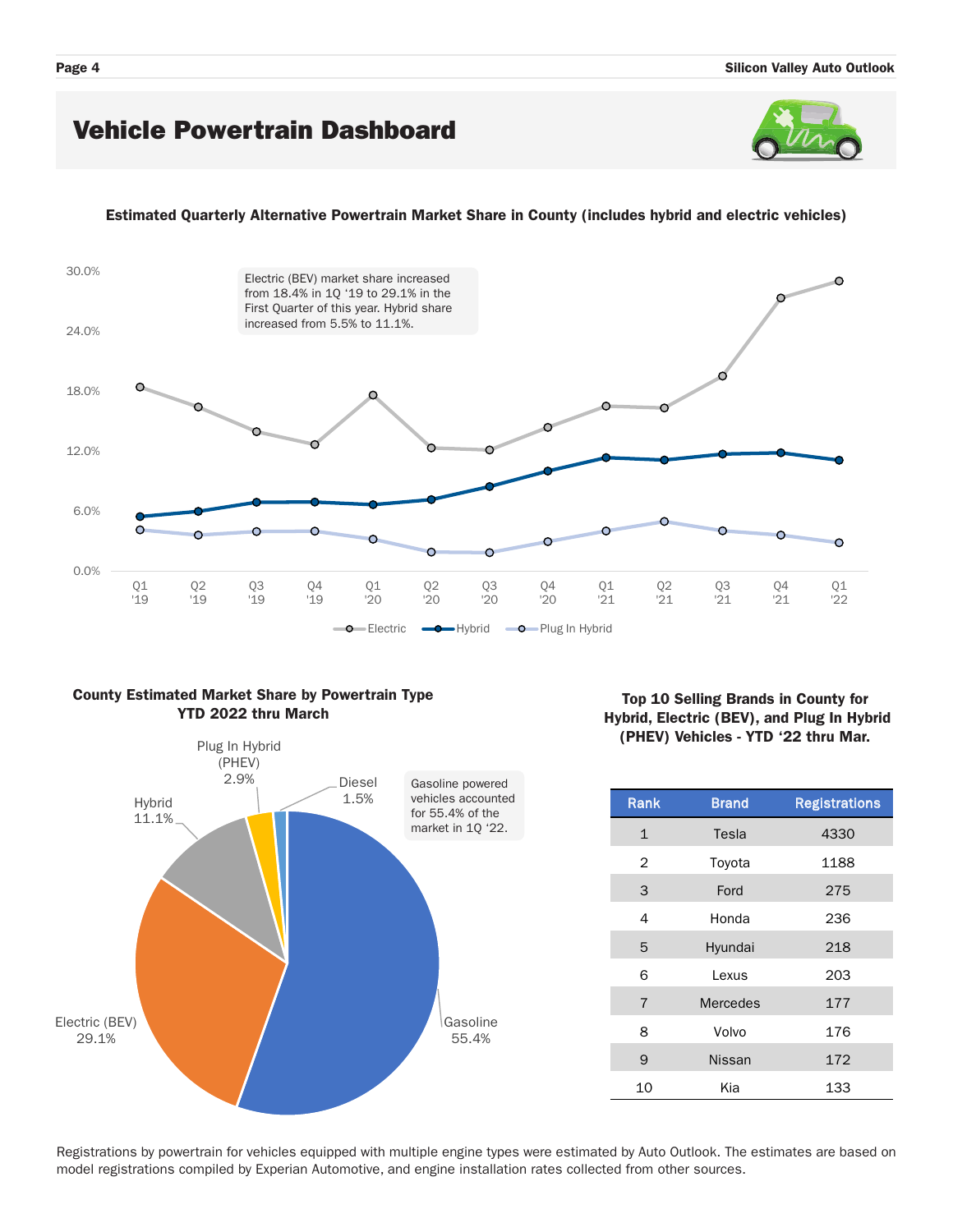# Vehicle Powertrain Dashboard

**Estimated Quarterly Alternative Powertrain Market Share in County (includes hybrid and electric vehicles)**

Electric (BEV) market share increased from 18.4% in 1Q '19 to 29.1% in the First Quarter of this year. Hybrid share increased from 5.5% to 11.1%.

**County Estimated Market Share by Powertrain Type YTD 2022 thru March**

Gasoline powered vehicles accounted for 55.4% of the market in 1Q '22.

| Powertrain | Share |
|---|---|
| Gasoline | 55.4% |
| Electric (BEV) | 29.1% |
| Hybrid | 11.1% |
| Plug In Hybrid (PHEV) | 2.9% |
| Diesel | 1.5% |

**Top 10 Selling Brands in County for Hybrid, Electric (BEV), and Plug In Hybrid (PHEV) Vehicles - YTD '22 thru Mar.**

| Rank | Brand | Registrations |
|---|---|---|
| 1 | Tesla | 4330 |
| 2 | Toyota | 1188 |
| 3 | Ford | 275 |
| 4 | Honda | 236 |
| 5 | Hyundai | 218 |
| 6 | Lexus | 203 |
| 7 | Mercedes | 177 |
| 8 | Volvo | 176 |
| 9 | Nissan | 172 |
| 10 | Kia | 133 |

Registrations by powertrain for vehicles equipped with multiple engine types were estimated by Auto Outlook. The estimates are based on model registrations compiled by Experian Automotive, and engine installation rates collected from other sources.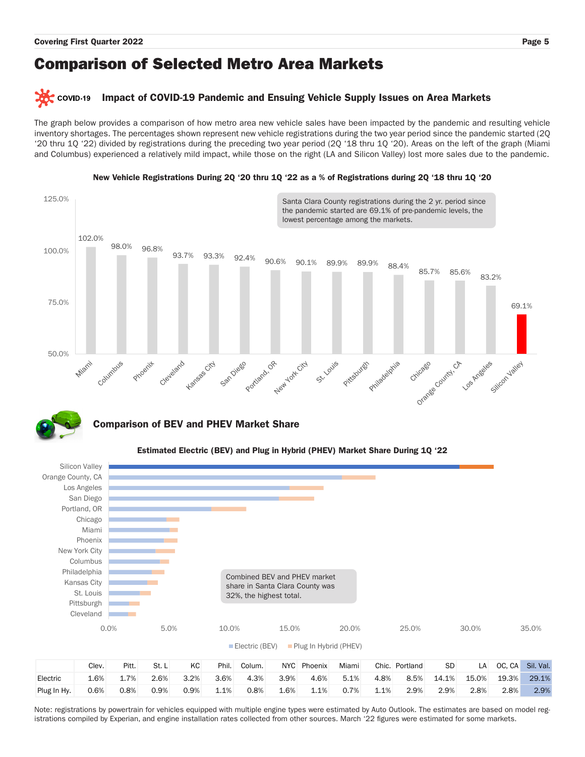# Comparison of Selected Metro Area Markets

## COVID-19 Impact of COVID-19 Pandemic and Ensuing Vehicle Supply Issues on Area Markets

The graph below provides a comparison of how metro area new vehicle sales have been impacted by the pandemic and resulting vehicle inventory shortages. The percentages shown represent new vehicle registrations during the two year period since the pandemic started (2Q '20 thru 1Q '22) divided by registrations during the preceding two year period (2Q '18 thru 1Q '20). Areas on the left of the graph (Miami and Columbus) experienced a relatively mild impact, while those on the right (LA and Silicon Valley) lost more sales due to the pandemic.

**New Vehicle Registrations During 2Q '20 thru 1Q '22 as a % of Registrations during 2Q '18 thru 1Q '20**

| Market | % |
|---|---|
| Miami | 102.0% |
| Columbus | 98.0% |
| Phoenix | 96.8% |
| Cleveland | 93.7% |
| Kansas City | 93.3% |
| San Diego | 92.4% |
| Portland, OR | 90.6% |
| New York City | 90.1% |
| St. Louis | 89.9% |
| Pittsburgh | 89.9% |
| Philadelphia | 88.4% |
| Chicago | 85.7% |
| Orange County, CA | 85.6% |
| Los Angeles | 83.2% |
| Silicon Valley | 69.1% |

Santa Clara County registrations during the 2 yr. period since the pandemic started are 69.1% of pre-pandemic levels, the lowest percentage among the markets.

## Comparison of BEV and PHEV Market Share

**Estimated Electric (BEV) and Plug in Hybrid (PHEV) Market Share During 1Q '22**

Combined BEV and PHEV market share in Santa Clara County was 32%, the highest total.

| | Clev. | Pitt. | St. L | KC | Phil. | Colum. | NYC | Phoenix | Miami | Chic. | Portland | SD | LA | OC, CA | Sil. Val. |
|---|---|---|---|---|---|---|---|---|---|---|---|---|---|---|---|
| Electric | 1.6% | 1.7% | 2.6% | 3.2% | 3.6% | 4.3% | 3.9% | 4.6% | 5.1% | 4.8% | 8.5% | 14.1% | 15.0% | 19.3% | 29.1% |
| Plug In Hy. | 0.6% | 0.8% | 0.9% | 0.9% | 1.1% | 0.8% | 1.6% | 1.1% | 0.7% | 1.1% | 2.9% | 2.9% | 2.8% | 2.8% | 2.9% |

Note: registrations by powertrain for vehicles equipped with multiple engine types were estimated by Auto Outlook. The estimates are based on model registrations compiled by Experian, and engine installation rates collected from other sources. March '22 figures were estimated for some markets.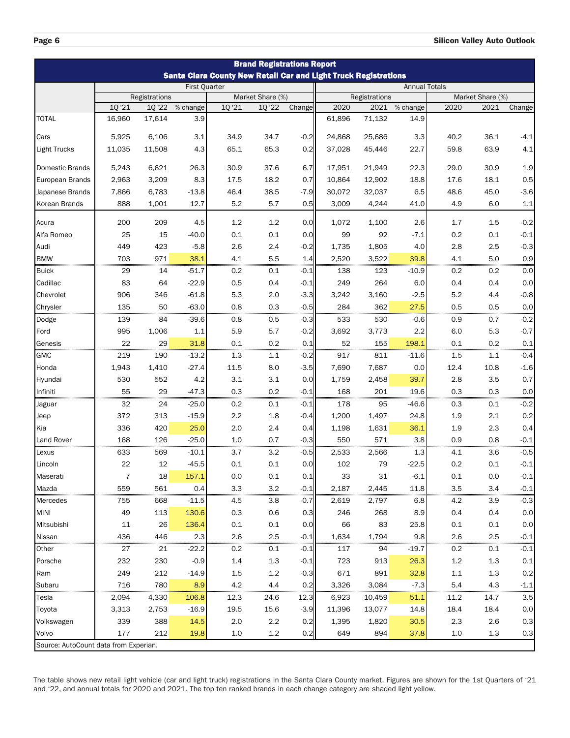## Brand Registrations Report

### Santa Clara County New Retail Car and Light Truck Registrations

| | First Quarter | | | | | | Annual Totals | | | | | |
|---|---|---|---|---|---|---|---|---|---|---|---|---|
| | Registrations | | | Market Share (%) | | | Registrations | | | Market Share (%) | | |
| | 1Q '21 | 1Q '22 | % change | 1Q '21 | 1Q '22 | Change | 2020 | 2021 | % change | 2020 | 2021 | Change |
| TOTAL | 16,960 | 17,614 | 3.9 | | | | 61,896 | 71,132 | 14.9 | | | |
| Cars | 5,925 | 6,106 | 3.1 | 34.9 | 34.7 | -0.2 | 24,868 | 25,686 | 3.3 | 40.2 | 36.1 | -4.1 |
| Light Trucks | 11,035 | 11,508 | 4.3 | 65.1 | 65.3 | 0.2 | 37,028 | 45,446 | 22.7 | 59.8 | 63.9 | 4.1 |
| Domestic Brands | 5,243 | 6,621 | 26.3 | 30.9 | 37.6 | 6.7 | 17,951 | 21,949 | 22.3 | 29.0 | 30.9 | 1.9 |
| European Brands | 2,963 | 3,209 | 8.3 | 17.5 | 18.2 | 0.7 | 10,864 | 12,902 | 18.8 | 17.6 | 18.1 | 0.5 |
| Japanese Brands | 7,866 | 6,783 | -13.8 | 46.4 | 38.5 | -7.9 | 30,072 | 32,037 | 6.5 | 48.6 | 45.0 | -3.6 |
| Korean Brands | 888 | 1,001 | 12.7 | 5.2 | 5.7 | 0.5 | 3,009 | 4,244 | 41.0 | 4.9 | 6.0 | 1.1 |
| Acura | 200 | 209 | 4.5 | 1.2 | 1.2 | 0.0 | 1,072 | 1,100 | 2.6 | 1.7 | 1.5 | -0.2 |
| Alfa Romeo | 25 | 15 | -40.0 | 0.1 | 0.1 | 0.0 | 99 | 92 | -7.1 | 0.2 | 0.1 | -0.1 |
| Audi | 449 | 423 | -5.8 | 2.6 | 2.4 | -0.2 | 1,735 | 1,805 | 4.0 | 2.8 | 2.5 | -0.3 |
| BMW | 703 | 971 | 38.1 | 4.1 | 5.5 | 1.4 | 2,520 | 3,522 | 39.8 | 4.1 | 5.0 | 0.9 |
| Buick | 29 | 14 | -51.7 | 0.2 | 0.1 | -0.1 | 138 | 123 | -10.9 | 0.2 | 0.2 | 0.0 |
| Cadillac | 83 | 64 | -22.9 | 0.5 | 0.4 | -0.1 | 249 | 264 | 6.0 | 0.4 | 0.4 | 0.0 |
| Chevrolet | 906 | 346 | -61.8 | 5.3 | 2.0 | -3.3 | 3,242 | 3,160 | -2.5 | 5.2 | 4.4 | -0.8 |
| Chrysler | 135 | 50 | -63.0 | 0.8 | 0.3 | -0.5 | 284 | 362 | 27.5 | 0.5 | 0.5 | 0.0 |
| Dodge | 139 | 84 | -39.6 | 0.8 | 0.5 | -0.3 | 533 | 530 | -0.6 | 0.9 | 0.7 | -0.2 |
| Ford | 995 | 1,006 | 1.1 | 5.9 | 5.7 | -0.2 | 3,692 | 3,773 | 2.2 | 6.0 | 5.3 | -0.7 |
| Genesis | 22 | 29 | 31.8 | 0.1 | 0.2 | 0.1 | 52 | 155 | 198.1 | 0.1 | 0.2 | 0.1 |
| GMC | 219 | 190 | -13.2 | 1.3 | 1.1 | -0.2 | 917 | 811 | -11.6 | 1.5 | 1.1 | -0.4 |
| Honda | 1,943 | 1,410 | -27.4 | 11.5 | 8.0 | -3.5 | 7,690 | 7,687 | 0.0 | 12.4 | 10.8 | -1.6 |
| Hyundai | 530 | 552 | 4.2 | 3.1 | 3.1 | 0.0 | 1,759 | 2,458 | 39.7 | 2.8 | 3.5 | 0.7 |
| Infiniti | 55 | 29 | -47.3 | 0.3 | 0.2 | -0.1 | 168 | 201 | 19.6 | 0.3 | 0.3 | 0.0 |
| Jaguar | 32 | 24 | -25.0 | 0.2 | 0.1 | -0.1 | 178 | 95 | -46.6 | 0.3 | 0.1 | -0.2 |
| Jeep | 372 | 313 | -15.9 | 2.2 | 1.8 | -0.4 | 1,200 | 1,497 | 24.8 | 1.9 | 2.1 | 0.2 |
| Kia | 336 | 420 | 25.0 | 2.0 | 2.4 | 0.4 | 1,198 | 1,631 | 36.1 | 1.9 | 2.3 | 0.4 |
| Land Rover | 168 | 126 | -25.0 | 1.0 | 0.7 | -0.3 | 550 | 571 | 3.8 | 0.9 | 0.8 | -0.1 |
| Lexus | 633 | 569 | -10.1 | 3.7 | 3.2 | -0.5 | 2,533 | 2,566 | 1.3 | 4.1 | 3.6 | -0.5 |
| Lincoln | 22 | 12 | -45.5 | 0.1 | 0.1 | 0.0 | 102 | 79 | -22.5 | 0.2 | 0.1 | -0.1 |
| Maserati | 7 | 18 | 157.1 | 0.0 | 0.1 | 0.1 | 33 | 31 | -6.1 | 0.1 | 0.0 | -0.1 |
| Mazda | 559 | 561 | 0.4 | 3.3 | 3.2 | -0.1 | 2,187 | 2,445 | 11.8 | 3.5 | 3.4 | -0.1 |
| Mercedes | 755 | 668 | -11.5 | 4.5 | 3.8 | -0.7 | 2,619 | 2,797 | 6.8 | 4.2 | 3.9 | -0.3 |
| MINI | 49 | 113 | 130.6 | 0.3 | 0.6 | 0.3 | 246 | 268 | 8.9 | 0.4 | 0.4 | 0.0 |
| Mitsubishi | 11 | 26 | 136.4 | 0.1 | 0.1 | 0.0 | 66 | 83 | 25.8 | 0.1 | 0.1 | 0.0 |
| Nissan | 436 | 446 | 2.3 | 2.6 | 2.5 | -0.1 | 1,634 | 1,794 | 9.8 | 2.6 | 2.5 | -0.1 |
| Other | 27 | 21 | -22.2 | 0.2 | 0.1 | -0.1 | 117 | 94 | -19.7 | 0.2 | 0.1 | -0.1 |
| Porsche | 232 | 230 | -0.9 | 1.4 | 1.3 | -0.1 | 723 | 913 | 26.3 | 1.2 | 1.3 | 0.1 |
| Ram | 249 | 212 | -14.9 | 1.5 | 1.2 | -0.3 | 671 | 891 | 32.8 | 1.1 | 1.3 | 0.2 |
| Subaru | 716 | 780 | 8.9 | 4.2 | 4.4 | 0.2 | 3,326 | 3,084 | -7.3 | 5.4 | 4.3 | -1.1 |
| Tesla | 2,094 | 4,330 | 106.8 | 12.3 | 24.6 | 12.3 | 6,923 | 10,459 | 51.1 | 11.2 | 14.7 | 3.5 |
| Toyota | 3,313 | 2,753 | -16.9 | 19.5 | 15.6 | -3.9 | 11,396 | 13,077 | 14.8 | 18.4 | 18.4 | 0.0 |
| Volkswagen | 339 | 388 | 14.5 | 2.0 | 2.2 | 0.2 | 1,395 | 1,820 | 30.5 | 2.3 | 2.6 | 0.3 |
| Volvo | 177 | 212 | 19.8 | 1.0 | 1.2 | 0.2 | 649 | 894 | 37.8 | 1.0 | 1.3 | 0.3 |

Source: AutoCount data from Experian.

The table shows new retail light vehicle (car and light truck) registrations in the Santa Clara County market. Figures are shown for the 1st Quarters of '21 and '22, and annual totals for 2020 and 2021. The top ten ranked brands in each change category are shaded light yellow.